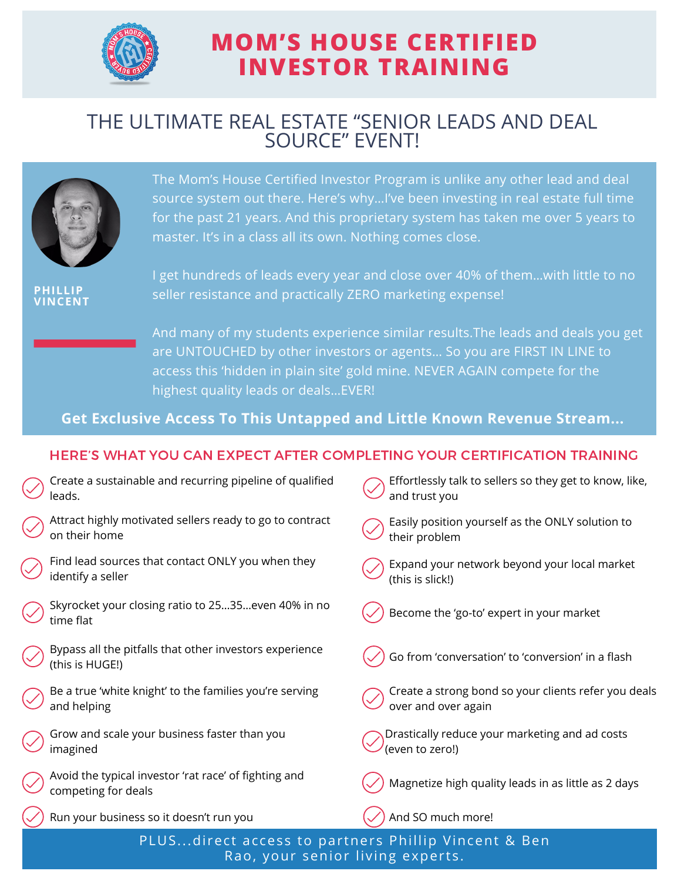# MOM'S HOUSE CERTIFIED INVESTOR TRAINING

## THE ULTIMATE REAL ESTATE "SENIOR LEADS AND DEAL SOURCE" EVENT!

**PHILLIP VINCENT**

The Mom's House Certified Investor Program is unlike any other lead and deal source system out there. Here's why...I've been investing in real estate full time for the past 21 years. And this proprietary system has taken me over 5 years to master. It's in a class all its own. Nothing comes close.

I get hundreds of leads every year and close over 40% of them...with little to no seller resistance and practically ZERO marketing expense!

And many of my students experience similar results.The leads and deals you get are UNTOUCHED by other investors or agents... So you are FIRST IN LINE to access this 'hidden in plain site' gold mine. NEVER AGAIN compete for the highest quality leads or deals...EVER!

**Get Exclusive Access To This Untapped and Little Known Revenue Stream...**

### HERE'S WHAT YOU CAN EXPECT AFTER COMPLETING YOUR CERTIFICATION TRAINING

- Create a sustainable and recurring pipeline of qualified leads.
- Attract highly motivated sellers ready to go to contract on their home
- Find lead sources that contact ONLY you when they identify a seller
- Skyrocket your closing ratio to 25...35...even 40% in no time flat
- Bypass all the pitfalls that other investors experience (this is HUGE!)
- Be a true 'white knight' to the families you're serving and helping
- Grow and scale your business faster than you imagined
- Avoid the typical investor 'rat race' of fighting and competing for deals
- Run your business so it doesn't run you
- Effortlessly talk to sellers so they get to know, like, and trust you
- Easily position yourself as the ONLY solution to their problem
- Expand your network beyond your local market (this is slick!)
- Become the 'go-to' expert in your market
- Go from 'conversation' to 'conversion' in a flash
- Create a strong bond so your clients refer you deals over and over again
- Drastically reduce your marketing and ad costs (even to zero!)
- Magnetize high quality leads in as little as 2 days
- And SO much more!

PLUS...direct access to partners Phillip Vincent & Ben Rao, your senior living experts.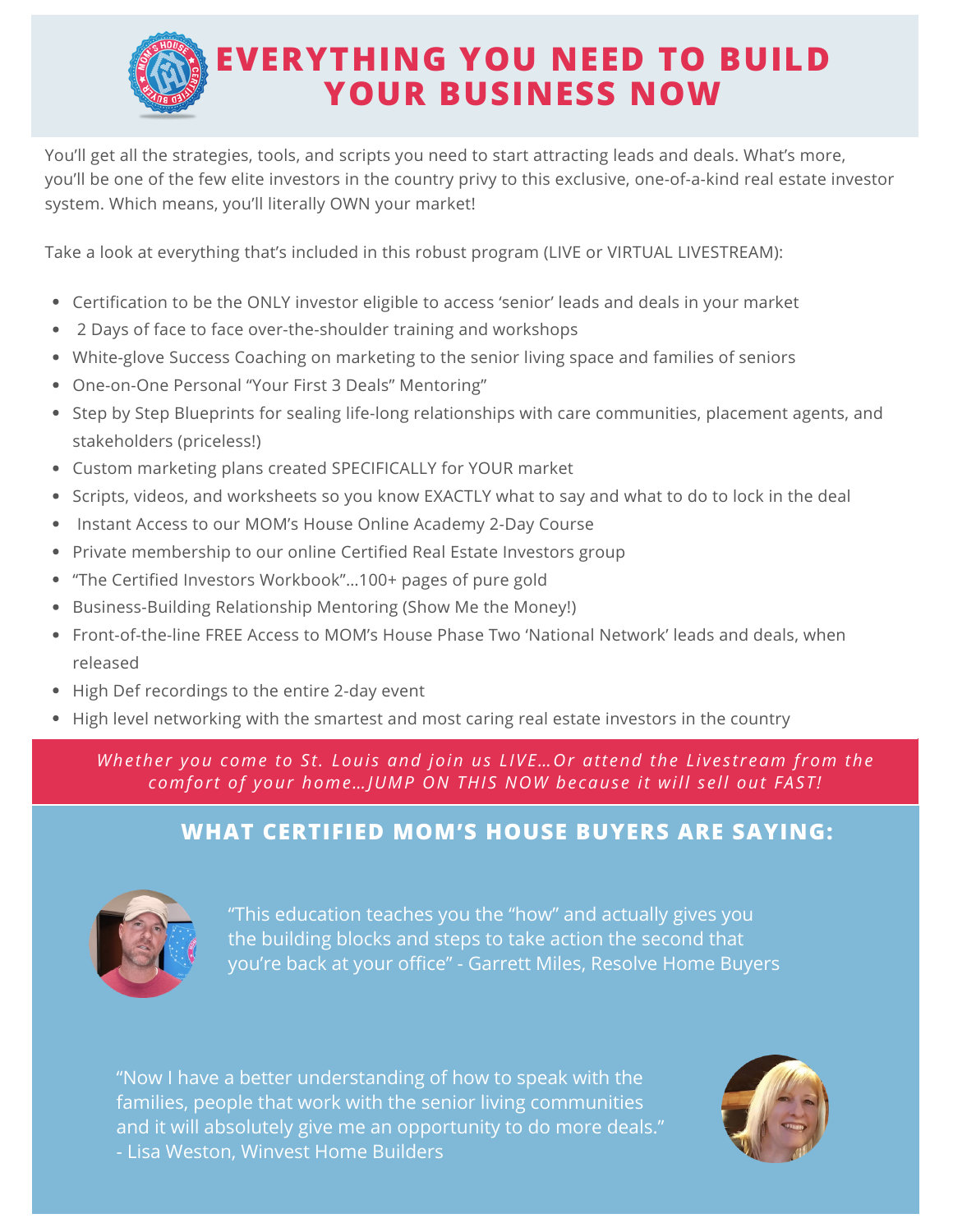# EVERYTHING YOU NEED TO BUILD YOUR BUSINESS NOW

You'll get all the strategies, tools, and scripts you need to start attracting leads and deals. What's more, you'll be one of the few elite investors in the country privy to this exclusive, one-of-a-kind real estate investor system. Which means, you'll literally OWN your market!

Take a look at everything that's included in this robust program (LIVE or VIRTUAL LIVESTREAM):

- Certification to be the ONLY investor eligible to access 'senior' leads and deals in your market
- 2 Days of face to face over-the-shoulder training and workshops
- White-glove Success Coaching on marketing to the senior living space and families of seniors
- One-on-One Personal "Your First 3 Deals" Mentoring"
- Step by Step Blueprints for sealing life-long relationships with care communities, placement agents, and stakeholders (priceless!)
- Custom marketing plans created SPECIFICALLY for YOUR market
- Scripts, videos, and worksheets so you know EXACTLY what to say and what to do to lock in the deal
- Instant Access to our MOM's House Online Academy 2-Day Course
- Private membership to our online Certified Real Estate Investors group
- "The Certified Investors Workbook"...100+ pages of pure gold
- Business-Building Relationship Mentoring (Show Me the Money!)
- Front-of-the-line FREE Access to MOM's House Phase Two 'National Network' leads and deals, when released
- High Def recordings to the entire 2-day event
- High level networking with the smartest and most caring real estate investors in the country

*Whether you come to St. Louis and join us LIVE...Or attend the Livestream from the comfort of your home...JUMP ON THIS NOW because it will sell out FAST!*

## WHAT CERTIFIED MOM'S HOUSE BUYERS ARE SAYING:

"This education teaches you the "how" and actually gives you the building blocks and steps to take action the second that you're back at your office" - Garrett Miles, Resolve Home Buyers

"Now I have a better understanding of how to speak with the families, people that work with the senior living communities and it will absolutely give me an opportunity to do more deals." - Lisa Weston, Winvest Home Builders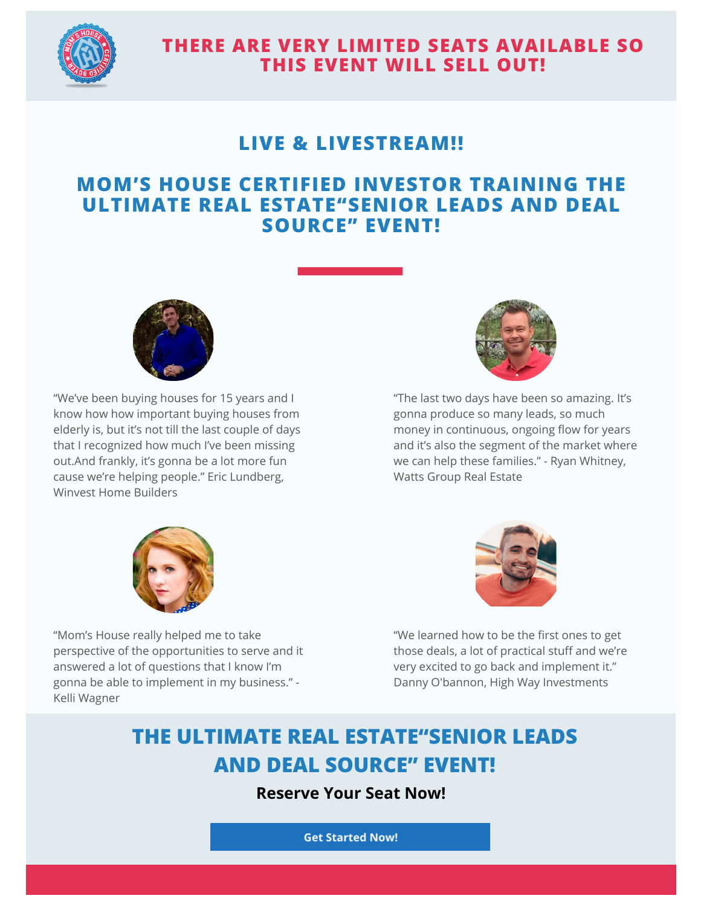## THERE ARE VERY LIMITED SEATS AVAILABLE SO THIS EVENT WILL SELL OUT!

## LIVE & LIVESTREAM!!

## MOM'S HOUSE CERTIFIED INVESTOR TRAINING THE ULTIMATE REAL ESTATE"SENIOR LEADS AND DEAL SOURCE" EVENT!

"We've been buying houses for 15 years and I know how how important buying houses from elderly is, but it's not till the last couple of days that I recognized how much I've been missing out.And frankly, it's gonna be a lot more fun cause we're helping people." Eric Lundberg, Winvest Home Builders

"The last two days have been so amazing. It's gonna produce so many leads, so much money in continuous, ongoing flow for years and it's also the segment of the market where we can help these families." - Ryan Whitney, Watts Group Real Estate

"Mom's House really helped me to take perspective of the opportunities to serve and it answered a lot of questions that I know I'm gonna be able to implement in my business." - Kelli Wagner

"We learned how to be the first ones to get those deals, a lot of practical stuff and we're very excited to go back and implement it." Danny O'bannon, High Way Investments

## THE ULTIMATE REAL ESTATE"SENIOR LEADS AND DEAL SOURCE" EVENT!

**Reserve Your Seat Now!**

**Get Started Now!**